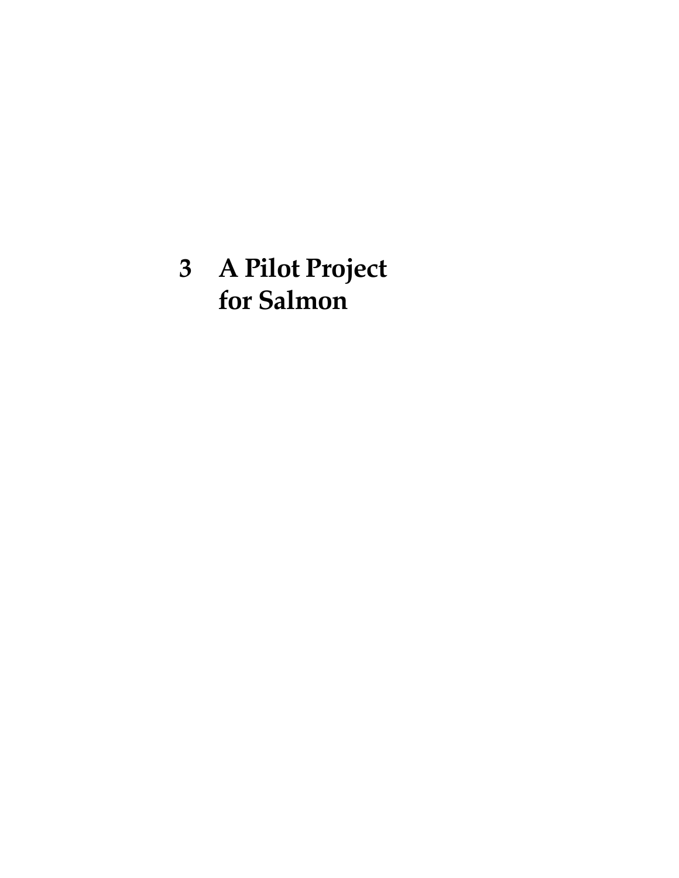# 3 A Pilot Project for Salmon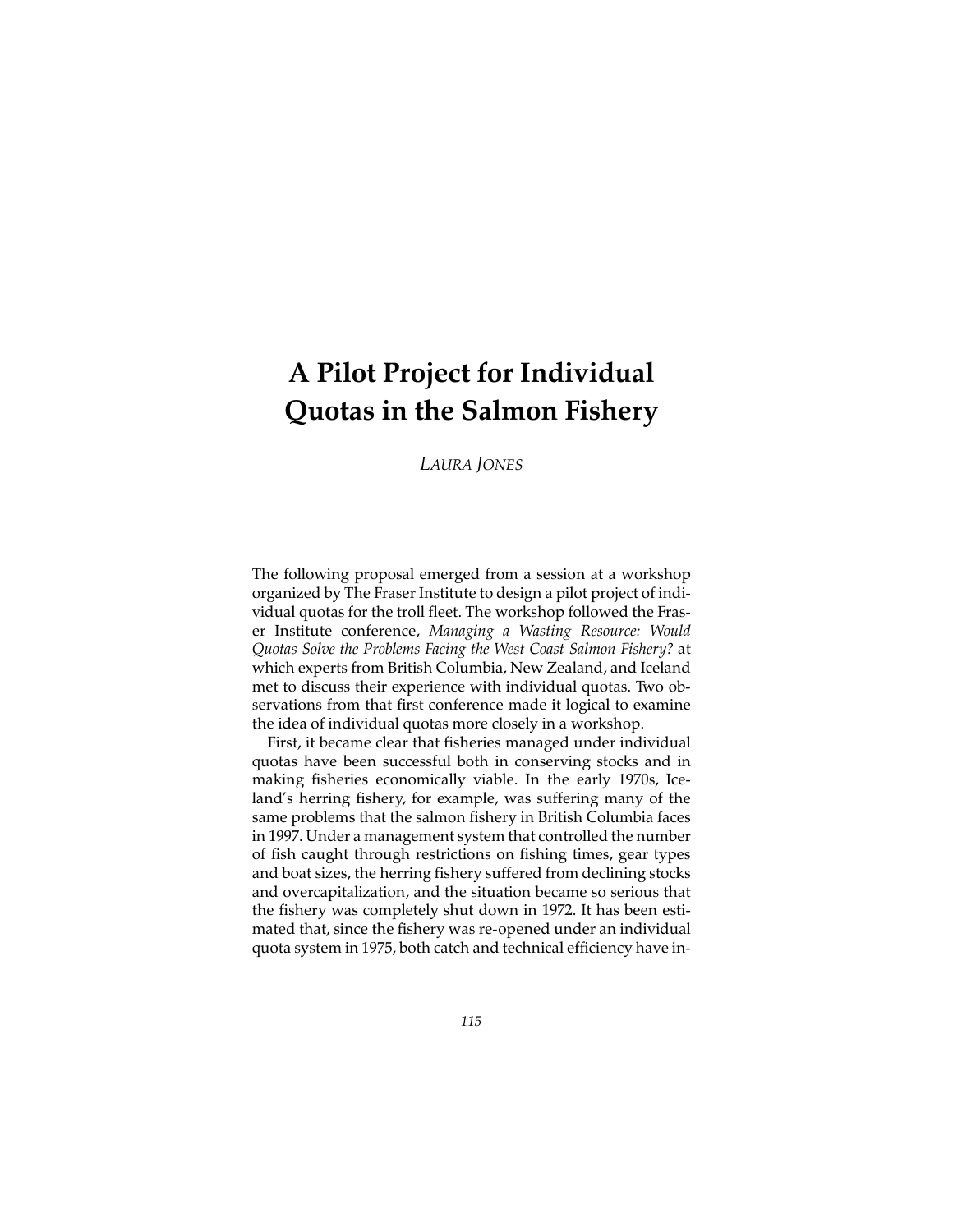# A Pilot Project for Individual Quotas in the Salmon Fishery

*LAURA JONES*

The following proposal emerged from a session at a workshop organized by The Fraser Institute to design a pilot project of individual quotas for the troll fleet. The workshop followed the Fraser Institute conference, *Managing a Wasting Resource: Would Quotas Solve the Problems Facing the West Coast Salmon Fishery?* at which experts from British Columbia, New Zealand, and Iceland met to discuss their experience with individual quotas. Two observations from that first conference made it logical to examine the idea of individual quotas more closely in a workshop.

First, it became clear that fisheries managed under individual quotas have been successful both in conserving stocks and in making fisheries economically viable. In the early 1970s, Iceland's herring fishery, for example, was suffering many of the same problems that the salmon fishery in British Columbia faces in 1997. Under a management system that controlled the number of fish caught through restrictions on fishing times, gear types and boat sizes, the herring fishery suffered from declining stocks and overcapitalization, and the situation became so serious that the fishery was completely shut down in 1972. It has been estimated that, since the fishery was re-opened under an individual quota system in 1975, both catch and technical efficiency have in-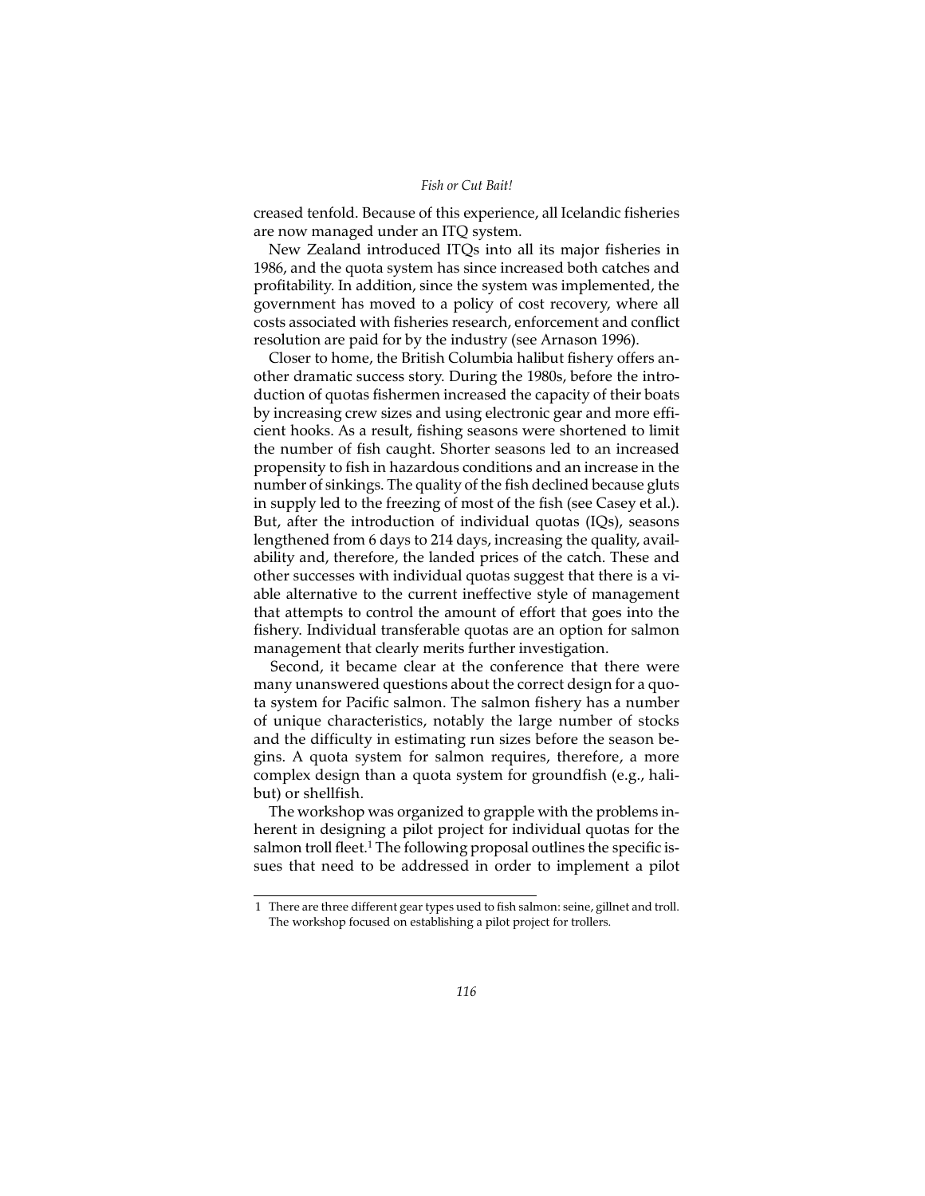creased tenfold. Because of this experience, all Icelandic fisheries are now managed under an ITQ system.

New Zealand introduced ITQs into all its major fisheries in 1986, and the quota system has since increased both catches and profitability. In addition, since the system was implemented, the government has moved to a policy of cost recovery, where all costs associated with fisheries research, enforcement and conflict resolution are paid for by the industry (see Arnason 1996).

Closer to home, the British Columbia halibut fishery offers another dramatic success story. During the 1980s, before the introduction of quotas fishermen increased the capacity of their boats by increasing crew sizes and using electronic gear and more efficient hooks. As a result, fishing seasons were shortened to limit the number of fish caught. Shorter seasons led to an increased propensity to fish in hazardous conditions and an increase in the number of sinkings. The quality of the fish declined because gluts in supply led to the freezing of most of the fish (see Casey et al.). But, after the introduction of individual quotas (IQs), seasons lengthened from 6 days to 214 days, increasing the quality, availability and, therefore, the landed prices of the catch. These and other successes with individual quotas suggest that there is a viable alternative to the current ineffective style of management that attempts to control the amount of effort that goes into the fishery. Individual transferable quotas are an option for salmon management that clearly merits further investigation.

Second, it became clear at the conference that there were many unanswered questions about the correct design for a quota system for Pacific salmon. The salmon fishery has a number of unique characteristics, notably the large number of stocks and the difficulty in estimating run sizes before the season begins. A quota system for salmon requires, therefore, a more complex design than a quota system for groundfish (e.g., halibut) or shellfish.

The workshop was organized to grapple with the problems inherent in designing a pilot project for individual quotas for the salmon troll fleet.[1] The following proposal outlines the specific issues that need to be addressed in order to implement a pilot

---

[1] There are three different gear types used to fish salmon: seine, gillnet and troll. The workshop focused on establishing a pilot project for trollers.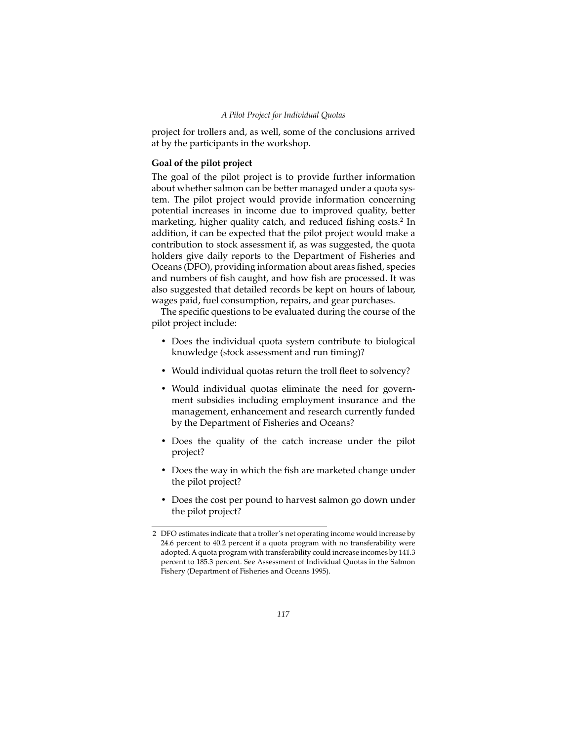project for trollers and, as well, some of the conclusions arrived at by the participants in the workshop.

### Goal of the pilot project

The goal of the pilot project is to provide further information about whether salmon can be better managed under a quota system. The pilot project would provide information concerning potential increases in income due to improved quality, better marketing, higher quality catch, and reduced fishing costs.[2] In addition, it can be expected that the pilot project would make a contribution to stock assessment if, as was suggested, the quota holders give daily reports to the Department of Fisheries and Oceans (DFO), providing information about areas fished, species and numbers of fish caught, and how fish are processed. It was also suggested that detailed records be kept on hours of labour, wages paid, fuel consumption, repairs, and gear purchases.

The specific questions to be evaluated during the course of the pilot project include:

- Does the individual quota system contribute to biological knowledge (stock assessment and run timing)?
- Would individual quotas return the troll fleet to solvency?
- Would individual quotas eliminate the need for government subsidies including employment insurance and the management, enhancement and research currently funded by the Department of Fisheries and Oceans?
- Does the quality of the catch increase under the pilot project?
- Does the way in which the fish are marketed change under the pilot project?
- Does the cost per pound to harvest salmon go down under the pilot project?

---

2 DFO estimates indicate that a troller's net operating income would increase by 24.6 percent to 40.2 percent if a quota program with no transferability were adopted. A quota program with transferability could increase incomes by 141.3 percent to 185.3 percent. See Assessment of Individual Quotas in the Salmon Fishery (Department of Fisheries and Oceans 1995).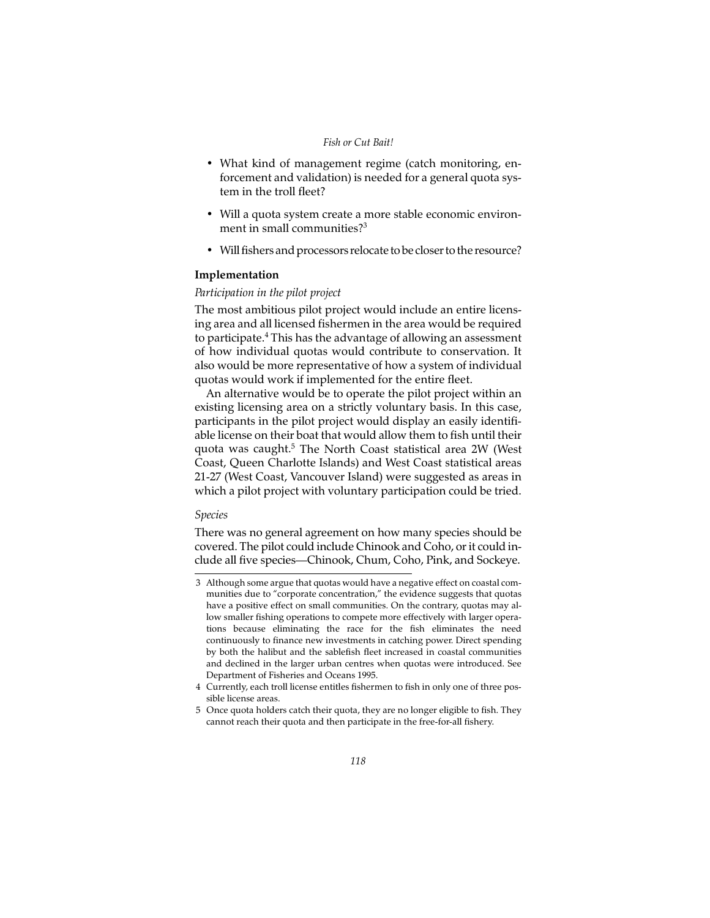- What kind of management regime (catch monitoring, enforcement and validation) is needed for a general quota system in the troll fleet?
- Will a quota system create a more stable economic environment in small communities?[3]
- Will fishers and processors relocate to be closer to the resource?

**Implementation**

*Participation in the pilot project*

The most ambitious pilot project would include an entire licensing area and all licensed fishermen in the area would be required to participate.[4] This has the advantage of allowing an assessment of how individual quotas would contribute to conservation. It also would be more representative of how a system of individual quotas would work if implemented for the entire fleet.

An alternative would be to operate the pilot project within an existing licensing area on a strictly voluntary basis. In this case, participants in the pilot project would display an easily identifiable license on their boat that would allow them to fish until their quota was caught.[5] The North Coast statistical area 2W (West Coast, Queen Charlotte Islands) and West Coast statistical areas 21-27 (West Coast, Vancouver Island) were suggested as areas in which a pilot project with voluntary participation could be tried.

*Species*

There was no general agreement on how many species should be covered. The pilot could include Chinook and Coho, or it could include all five species—Chinook, Chum, Coho, Pink, and Sockeye.

---

3 Although some argue that quotas would have a negative effect on coastal communities due to "corporate concentration," the evidence suggests that quotas have a positive effect on small communities. On the contrary, quotas may allow smaller fishing operations to compete more effectively with larger operations because eliminating the race for the fish eliminates the need continuously to finance new investments in catching power. Direct spending by both the halibut and the sablefish fleet increased in coastal communities and declined in the larger urban centres when quotas were introduced. See Department of Fisheries and Oceans 1995.

4 Currently, each troll license entitles fishermen to fish in only one of three possible license areas.

5 Once quota holders catch their quota, they are no longer eligible to fish. They cannot reach their quota and then participate in the free-for-all fishery.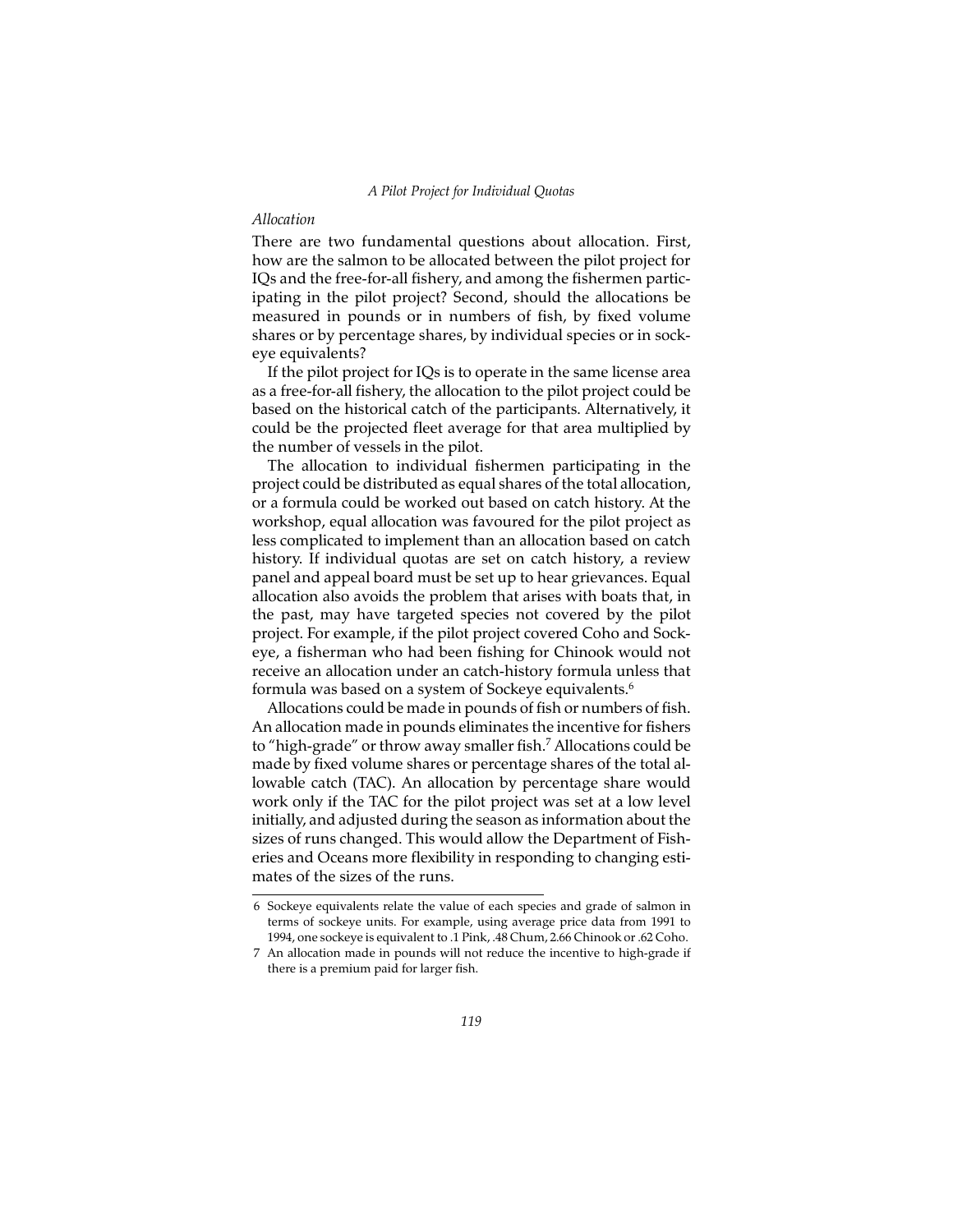### *Allocation*

There are two fundamental questions about allocation. First, how are the salmon to be allocated between the pilot project for IQs and the free-for-all fishery, and among the fishermen participating in the pilot project? Second, should the allocations be measured in pounds or in numbers of fish, by fixed volume shares or by percentage shares, by individual species or in sockeye equivalents?

If the pilot project for IQs is to operate in the same license area as a free-for-all fishery, the allocation to the pilot project could be based on the historical catch of the participants. Alternatively, it could be the projected fleet average for that area multiplied by the number of vessels in the pilot.

The allocation to individual fishermen participating in the project could be distributed as equal shares of the total allocation, or a formula could be worked out based on catch history. At the workshop, equal allocation was favoured for the pilot project as less complicated to implement than an allocation based on catch history. If individual quotas are set on catch history, a review panel and appeal board must be set up to hear grievances. Equal allocation also avoids the problem that arises with boats that, in the past, may have targeted species not covered by the pilot project. For example, if the pilot project covered Coho and Sockeye, a fisherman who had been fishing for Chinook would not receive an allocation under an catch-history formula unless that formula was based on a system of Sockeye equivalents.[6]

Allocations could be made in pounds of fish or numbers of fish. An allocation made in pounds eliminates the incentive for fishers to "high-grade" or throw away smaller fish.[7] Allocations could be made by fixed volume shares or percentage shares of the total allowable catch (TAC). An allocation by percentage share would work only if the TAC for the pilot project was set at a low level initially, and adjusted during the season as information about the sizes of runs changed. This would allow the Department of Fisheries and Oceans more flexibility in responding to changing estimates of the sizes of the runs.

---

6 Sockeye equivalents relate the value of each species and grade of salmon in terms of sockeye units. For example, using average price data from 1991 to 1994, one sockeye is equivalent to .1 Pink, .48 Chum, 2.66 Chinook or .62 Coho.

7 An allocation made in pounds will not reduce the incentive to high-grade if there is a premium paid for larger fish.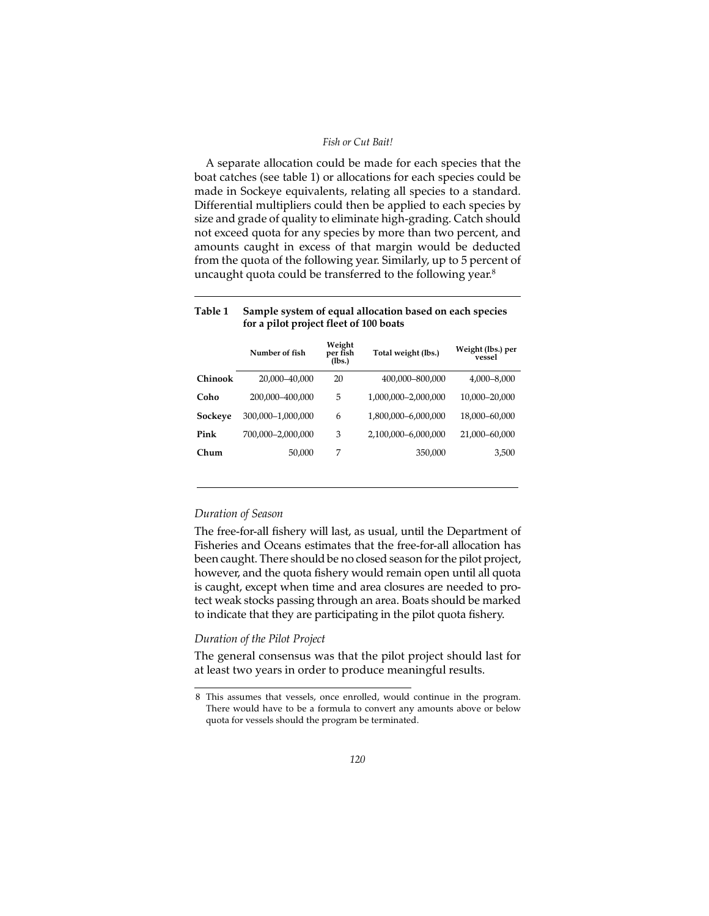A separate allocation could be made for each species that the boat catches (see table 1) or allocations for each species could be made in Sockeye equivalents, relating all species to a standard. Differential multipliers could then be applied to each species by size and grade of quality to eliminate high-grading. Catch should not exceed quota for any species by more than two percent, and amounts caught in excess of that margin would be deducted from the quota of the following year. Similarly, up to 5 percent of uncaught quota could be transferred to the following year.[8]

**Table 1 Sample system of equal allocation based on each species for a pilot project fleet of 100 boats**

| | Number of fish | Weight per fish (lbs.) | Total weight (lbs.) | Weight (lbs.) per vessel |
|---|---|---|---|---|
| **Chinook** | 20,000–40,000 | 20 | 400,000–800,000 | 4,000–8,000 |
| **Coho** | 200,000–400,000 | 5 | 1,000,000–2,000,000 | 10,000–20,000 |
| **Sockeye** | 300,000–1,000,000 | 6 | 1,800,000–6,000,000 | 18,000–60,000 |
| **Pink** | 700,000–2,000,000 | 3 | 2,100,000–6,000,000 | 21,000–60,000 |
| **Chum** | 50,000 | 7 | 350,000 | 3,500 |

*Duration of Season*

The free-for-all fishery will last, as usual, until the Department of Fisheries and Oceans estimates that the free-for-all allocation has been caught. There should be no closed season for the pilot project, however, and the quota fishery would remain open until all quota is caught, except when time and area closures are needed to protect weak stocks passing through an area. Boats should be marked to indicate that they are participating in the pilot quota fishery.

*Duration of the Pilot Project*

The general consensus was that the pilot project should last for at least two years in order to produce meaningful results.

8 This assumes that vessels, once enrolled, would continue in the program. There would have to be a formula to convert any amounts above or below quota for vessels should the program be terminated.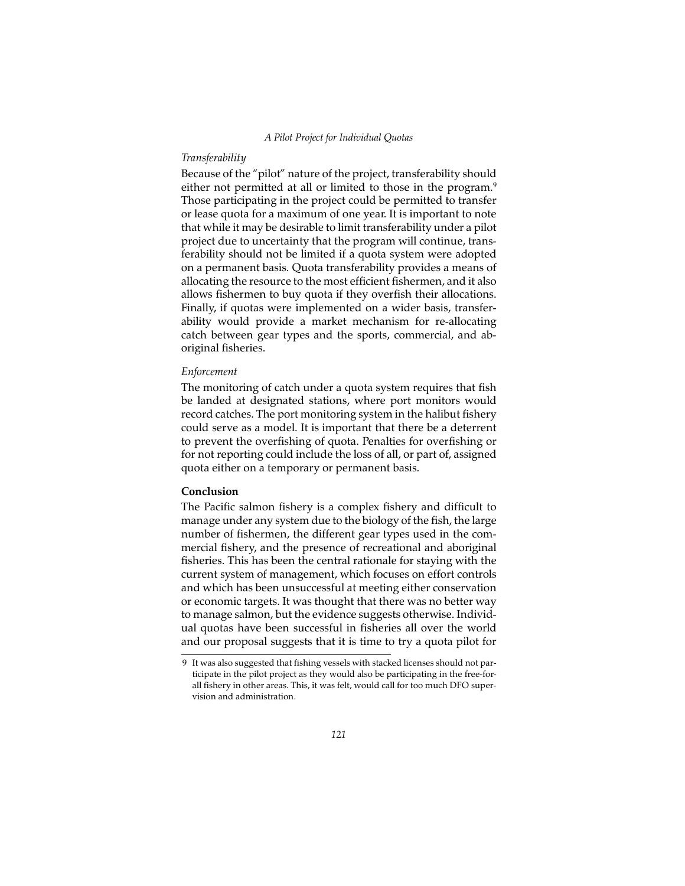*Transferability*

Because of the "pilot" nature of the project, transferability should either not permitted at all or limited to those in the program.[9] Those participating in the project could be permitted to transfer or lease quota for a maximum of one year. It is important to note that while it may be desirable to limit transferability under a pilot project due to uncertainty that the program will continue, transferability should not be limited if a quota system were adopted on a permanent basis. Quota transferability provides a means of allocating the resource to the most efficient fishermen, and it also allows fishermen to buy quota if they overfish their allocations. Finally, if quotas were implemented on a wider basis, transferability would provide a market mechanism for re-allocating catch between gear types and the sports, commercial, and aboriginal fisheries.

*Enforcement*

The monitoring of catch under a quota system requires that fish be landed at designated stations, where port monitors would record catches. The port monitoring system in the halibut fishery could serve as a model. It is important that there be a deterrent to prevent the overfishing of quota. Penalties for overfishing or for not reporting could include the loss of all, or part of, assigned quota either on a temporary or permanent basis.

**Conclusion**

The Pacific salmon fishery is a complex fishery and difficult to manage under any system due to the biology of the fish, the large number of fishermen, the different gear types used in the commercial fishery, and the presence of recreational and aboriginal fisheries. This has been the central rationale for staying with the current system of management, which focuses on effort controls and which has been unsuccessful at meeting either conservation or economic targets. It was thought that there was no better way to manage salmon, but the evidence suggests otherwise. Individual quotas have been successful in fisheries all over the world and our proposal suggests that it is time to try a quota pilot for

---

9 It was also suggested that fishing vessels with stacked licenses should not participate in the pilot project as they would also be participating in the free-for-all fishery in other areas. This, it was felt, would call for too much DFO supervision and administration.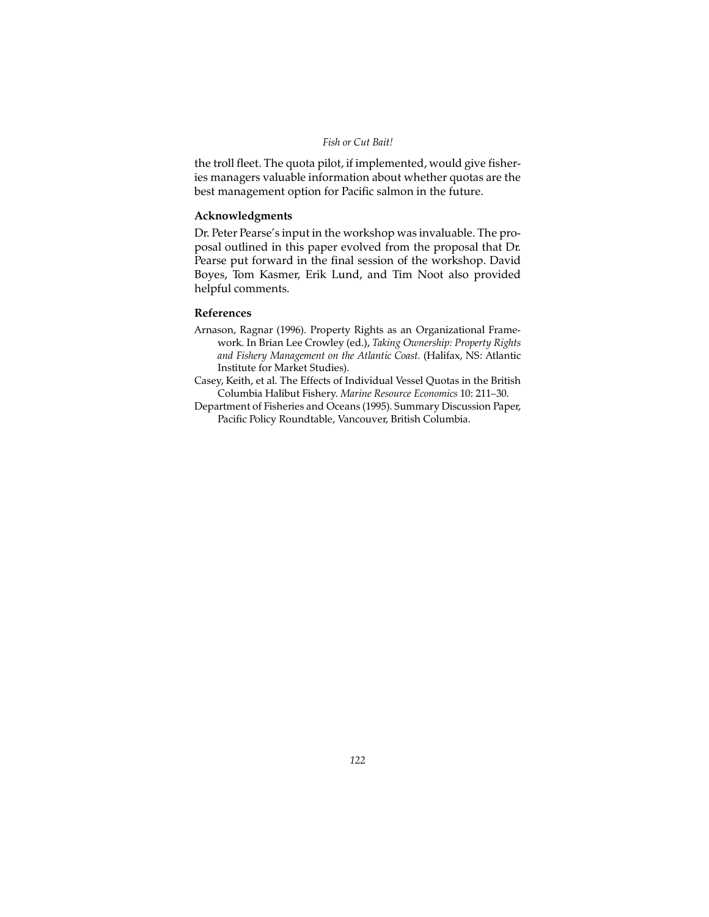the troll fleet. The quota pilot, if implemented, would give fisheries managers valuable information about whether quotas are the best management option for Pacific salmon in the future.

### Acknowledgments

Dr. Peter Pearse's input in the workshop was invaluable. The proposal outlined in this paper evolved from the proposal that Dr. Pearse put forward in the final session of the workshop. David Boyes, Tom Kasmer, Erik Lund, and Tim Noot also provided helpful comments.

### References

Arnason, Ragnar (1996). Property Rights as an Organizational Framework. In Brian Lee Crowley (ed.), *Taking Ownership: Property Rights and Fishery Management on the Atlantic Coast*. (Halifax, NS: Atlantic Institute for Market Studies).

Casey, Keith, et al. The Effects of Individual Vessel Quotas in the British Columbia Halibut Fishery. *Marine Resource Economics* 10: 211–30.

Department of Fisheries and Oceans (1995). Summary Discussion Paper, Pacific Policy Roundtable, Vancouver, British Columbia.